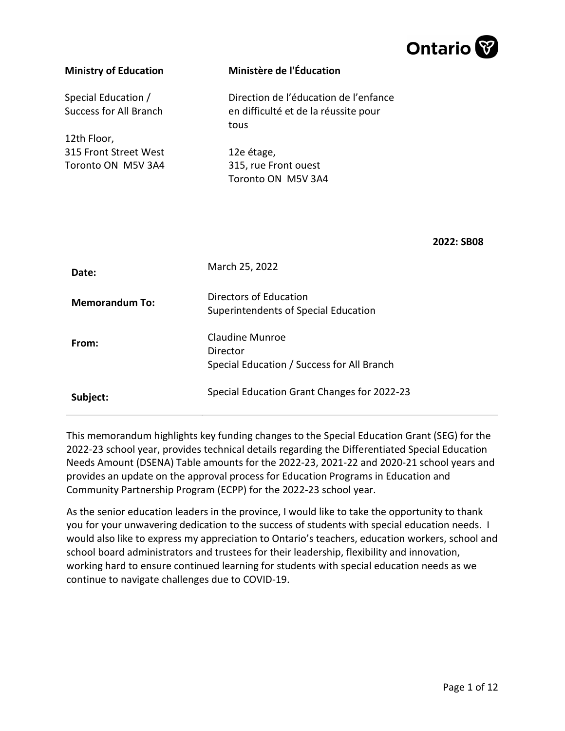Ontario

**Ministry of Education**

Special Education /
Success for All Branch

12th Floor,
315 Front Street West
Toronto ON M5V 3A4

**Ministère de l'Éducation**

Direction de l'éducation de l'enfance en difficulté et de la réussite pour tous

12e étage,
315, rue Front ouest
Toronto ON M5V 3A4

**2022: SB08**

| | |
|---|---|
| **Date:** | March 25, 2022 |
| **Memorandum To:** | Directors of Education<br>Superintendents of Special Education |
| **From:** | Claudine Munroe<br>Director<br>Special Education / Success for All Branch |
| **Subject:** | Special Education Grant Changes for 2022-23 |

This memorandum highlights key funding changes to the Special Education Grant (SEG) for the 2022-23 school year, provides technical details regarding the Differentiated Special Education Needs Amount (DSENA) Table amounts for the 2022-23, 2021-22 and 2020-21 school years and provides an update on the approval process for Education Programs in Education and Community Partnership Program (ECPP) for the 2022-23 school year.

As the senior education leaders in the province, I would like to take the opportunity to thank you for your unwavering dedication to the success of students with special education needs. I would also like to express my appreciation to Ontario's teachers, education workers, school and school board administrators and trustees for their leadership, flexibility and innovation, working hard to ensure continued learning for students with special education needs as we continue to navigate challenges due to COVID-19.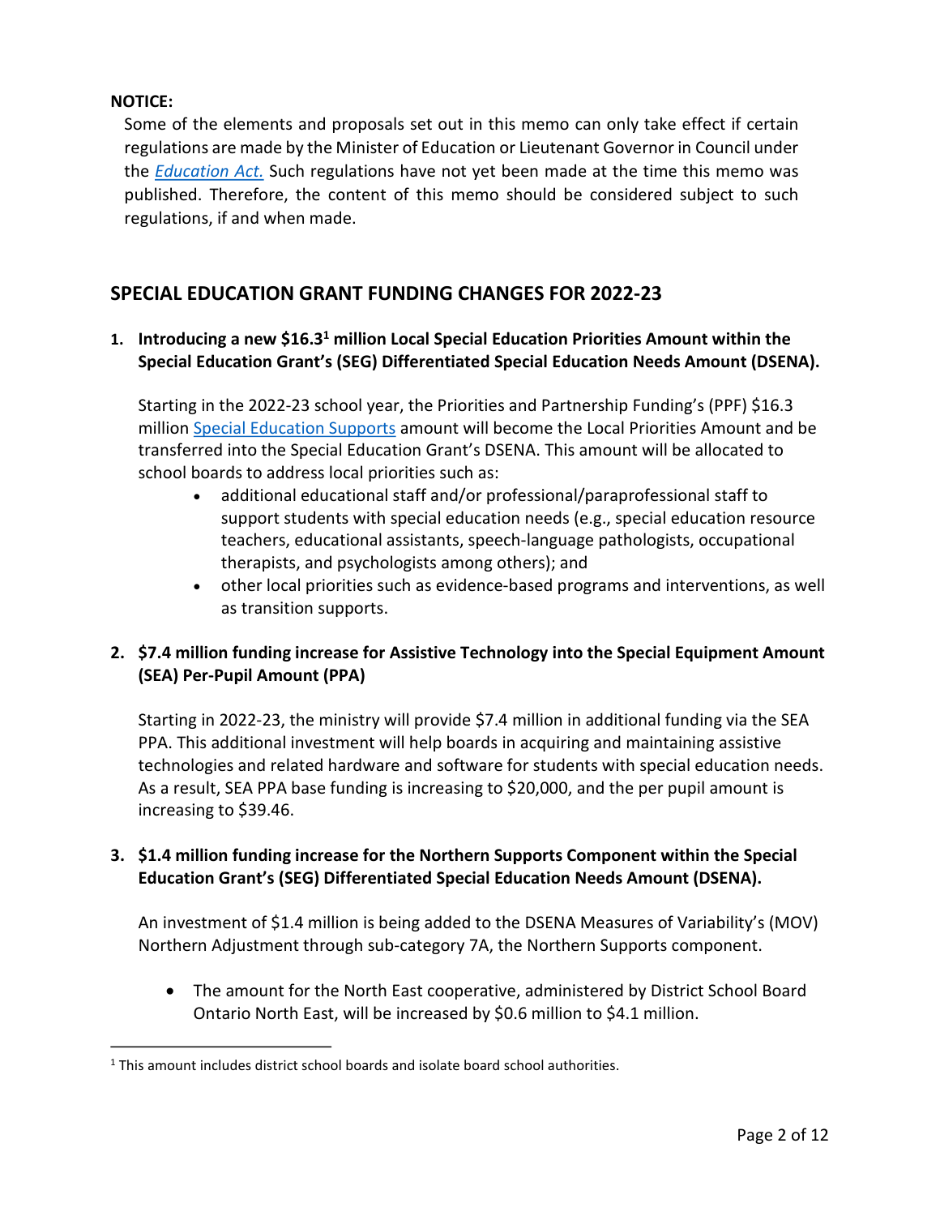**NOTICE:**

Some of the elements and proposals set out in this memo can only take effect if certain regulations are made by the Minister of Education or Lieutenant Governor in Council under the *Education Act.* Such regulations have not yet been made at the time this memo was published. Therefore, the content of this memo should be considered subject to such regulations, if and when made.

## SPECIAL EDUCATION GRANT FUNDING CHANGES FOR 2022-23

1. **Introducing a new $16.3[1] million Local Special Education Priorities Amount within the Special Education Grant's (SEG) Differentiated Special Education Needs Amount (DSENA).**

   Starting in the 2022-23 school year, the Priorities and Partnership Funding's (PPF) $16.3 million Special Education Supports amount will become the Local Priorities Amount and be transferred into the Special Education Grant's DSENA. This amount will be allocated to school boards to address local priorities such as:

   - additional educational staff and/or professional/paraprofessional staff to support students with special education needs (e.g., special education resource teachers, educational assistants, speech-language pathologists, occupational therapists, and psychologists among others); and
   - other local priorities such as evidence-based programs and interventions, as well as transition supports.

2. **$7.4 million funding increase for Assistive Technology into the Special Equipment Amount (SEA) Per-Pupil Amount (PPA)**

   Starting in 2022-23, the ministry will provide $7.4 million in additional funding via the SEA PPA. This additional investment will help boards in acquiring and maintaining assistive technologies and related hardware and software for students with special education needs. As a result, SEA PPA base funding is increasing to $20,000, and the per pupil amount is increasing to $39.46.

3. **$1.4 million funding increase for the Northern Supports Component within the Special Education Grant's (SEG) Differentiated Special Education Needs Amount (DSENA).**

   An investment of $1.4 million is being added to the DSENA Measures of Variability's (MOV) Northern Adjustment through sub-category 7A, the Northern Supports component.

   - The amount for the North East cooperative, administered by District School Board Ontario North East, will be increased by $0.6 million to $4.1 million.

[1] This amount includes district school boards and isolate board school authorities.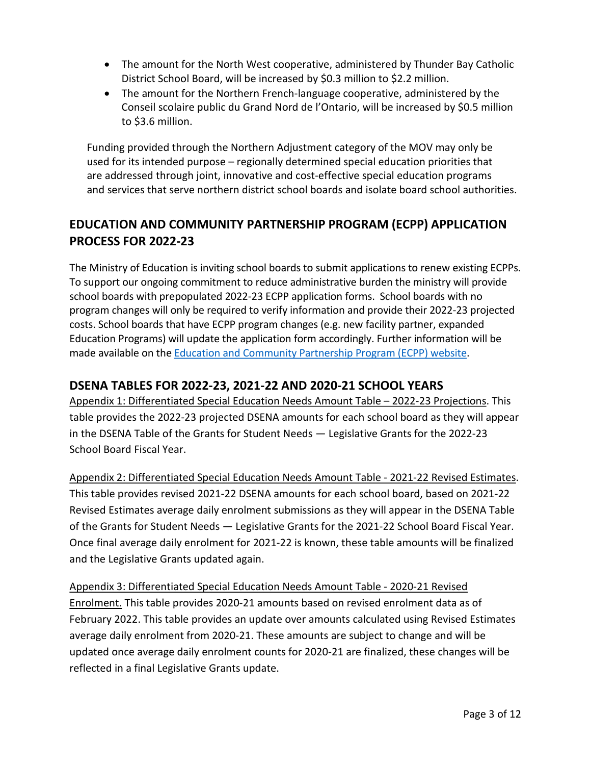- The amount for the North West cooperative, administered by Thunder Bay Catholic District School Board, will be increased by $0.3 million to $2.2 million.
- The amount for the Northern French-language cooperative, administered by the Conseil scolaire public du Grand Nord de l'Ontario, will be increased by $0.5 million to $3.6 million.

Funding provided through the Northern Adjustment category of the MOV may only be used for its intended purpose – regionally determined special education priorities that are addressed through joint, innovative and cost-effective special education programs and services that serve northern district school boards and isolate board school authorities.

## EDUCATION AND COMMUNITY PARTNERSHIP PROGRAM (ECPP) APPLICATION PROCESS FOR 2022-23

The Ministry of Education is inviting school boards to submit applications to renew existing ECPPs. To support our ongoing commitment to reduce administrative burden the ministry will provide school boards with prepopulated 2022-23 ECPP application forms. School boards with no program changes will only be required to verify information and provide their 2022-23 projected costs. School boards that have ECPP program changes (e.g. new facility partner, expanded Education Programs) will update the application form accordingly. Further information will be made available on the Education and Community Partnership Program (ECPP) website.

## DSENA TABLES FOR 2022-23, 2021-22 AND 2020-21 SCHOOL YEARS

Appendix 1: Differentiated Special Education Needs Amount Table – 2022-23 Projections. This table provides the 2022-23 projected DSENA amounts for each school board as they will appear in the DSENA Table of the Grants for Student Needs — Legislative Grants for the 2022-23 School Board Fiscal Year.

Appendix 2: Differentiated Special Education Needs Amount Table - 2021-22 Revised Estimates. This table provides revised 2021-22 DSENA amounts for each school board, based on 2021-22 Revised Estimates average daily enrolment submissions as they will appear in the DSENA Table of the Grants for Student Needs — Legislative Grants for the 2021-22 School Board Fiscal Year. Once final average daily enrolment for 2021-22 is known, these table amounts will be finalized and the Legislative Grants updated again.

Appendix 3: Differentiated Special Education Needs Amount Table - 2020-21 Revised Enrolment. This table provides 2020-21 amounts based on revised enrolment data as of February 2022. This table provides an update over amounts calculated using Revised Estimates average daily enrolment from 2020-21. These amounts are subject to change and will be updated once average daily enrolment counts for 2020-21 are finalized, these changes will be reflected in a final Legislative Grants update.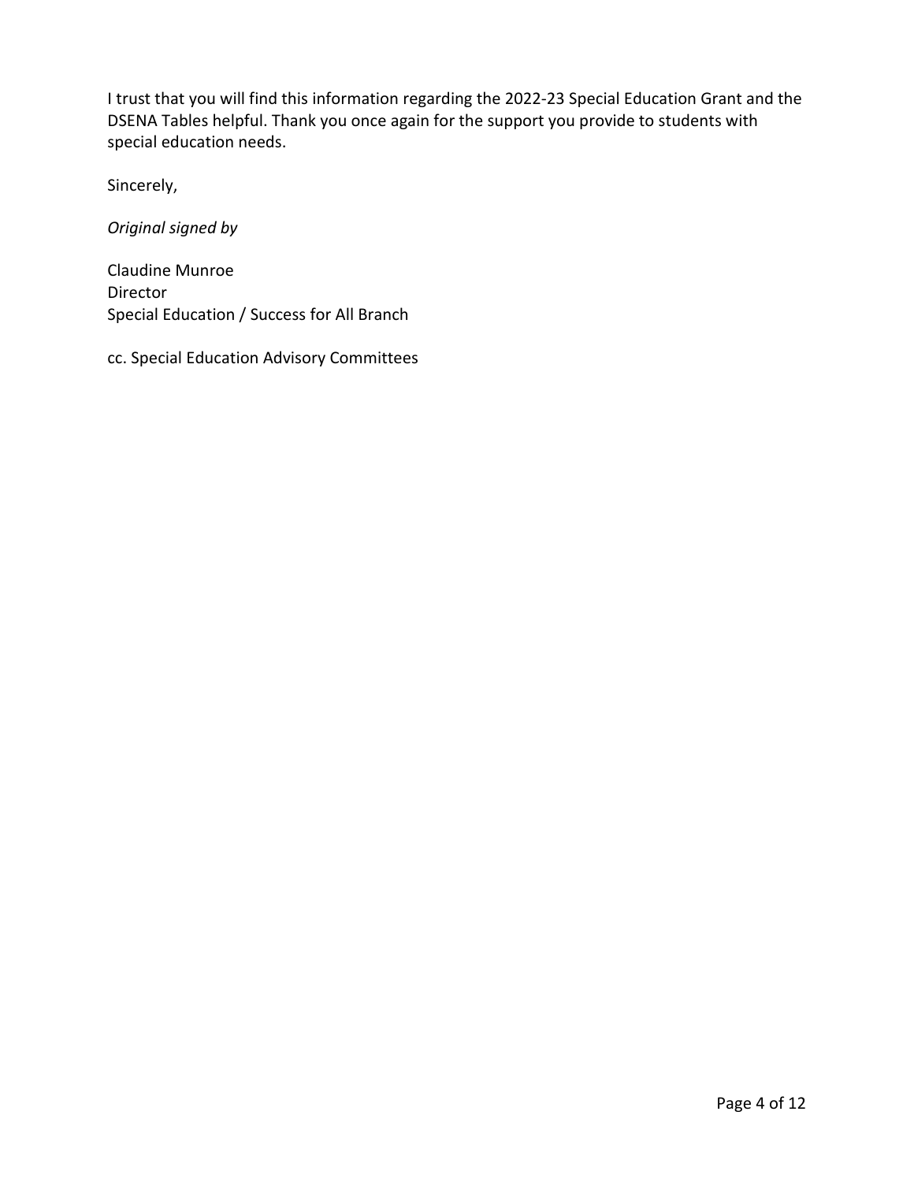I trust that you will find this information regarding the 2022-23 Special Education Grant and the DSENA Tables helpful. Thank you once again for the support you provide to students with special education needs.

Sincerely,

*Original signed by*

Claudine Munroe
Director
Special Education / Success for All Branch

cc. Special Education Advisory Committees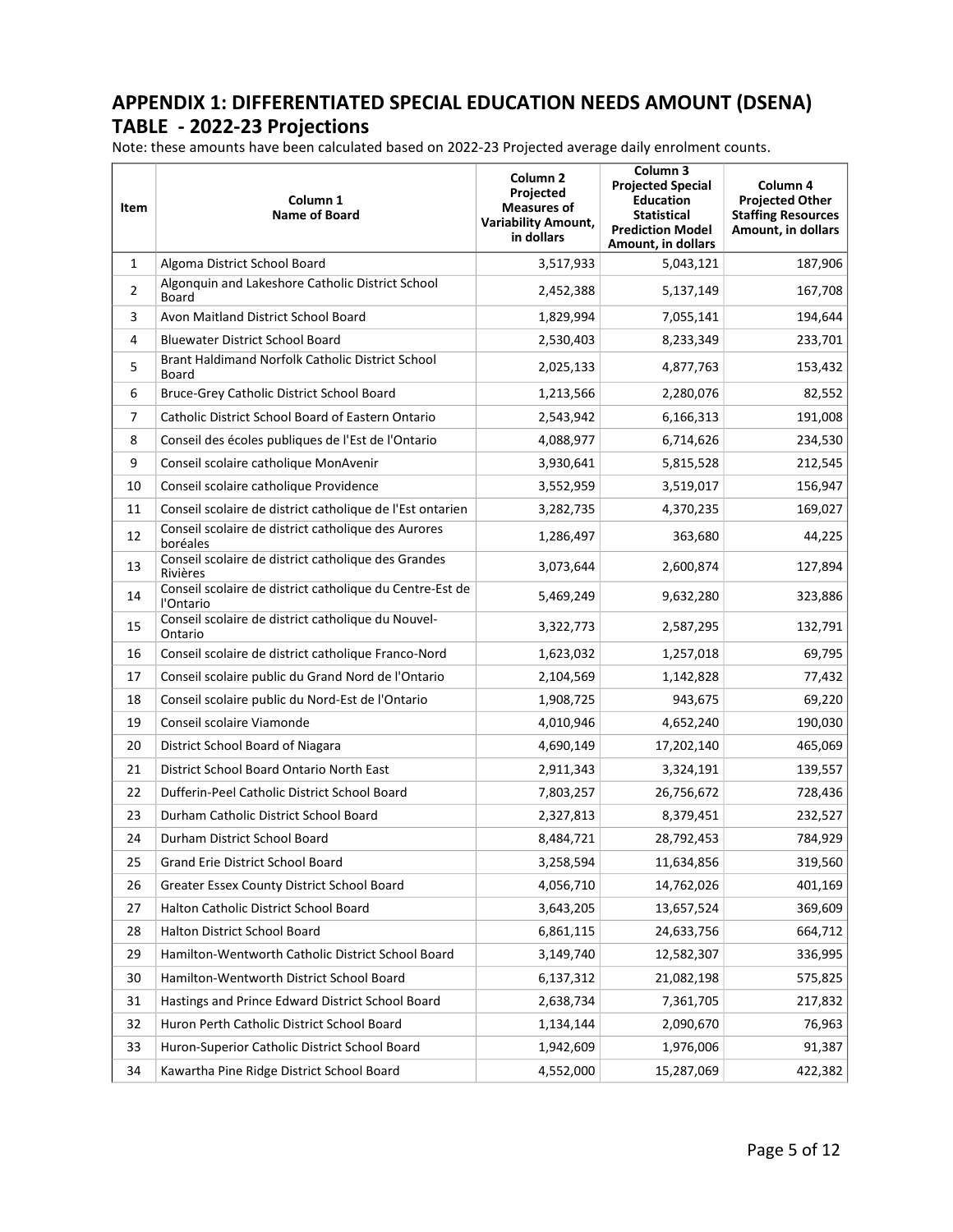## APPENDIX 1: DIFFERENTIATED SPECIAL EDUCATION NEEDS AMOUNT (DSENA) TABLE - 2022-23 Projections

Note: these amounts have been calculated based on 2022-23 Projected average daily enrolment counts.

| Item | Column 1 Name of Board | Column 2 Projected Measures of Variability Amount, in dollars | Column 3 Projected Special Education Statistical Prediction Model Amount, in dollars | Column 4 Projected Other Staffing Resources Amount, in dollars |
|---|---|---|---|---|
| 1 | Algoma District School Board | 3,517,933 | 5,043,121 | 187,906 |
| 2 | Algonquin and Lakeshore Catholic District School Board | 2,452,388 | 5,137,149 | 167,708 |
| 3 | Avon Maitland District School Board | 1,829,994 | 7,055,141 | 194,644 |
| 4 | Bluewater District School Board | 2,530,403 | 8,233,349 | 233,701 |
| 5 | Brant Haldimand Norfolk Catholic District School Board | 2,025,133 | 4,877,763 | 153,432 |
| 6 | Bruce-Grey Catholic District School Board | 1,213,566 | 2,280,076 | 82,552 |
| 7 | Catholic District School Board of Eastern Ontario | 2,543,942 | 6,166,313 | 191,008 |
| 8 | Conseil des écoles publiques de l'Est de l'Ontario | 4,088,977 | 6,714,626 | 234,530 |
| 9 | Conseil scolaire catholique MonAvenir | 3,930,641 | 5,815,528 | 212,545 |
| 10 | Conseil scolaire catholique Providence | 3,552,959 | 3,519,017 | 156,947 |
| 11 | Conseil scolaire de district catholique de l'Est ontarien | 3,282,735 | 4,370,235 | 169,027 |
| 12 | Conseil scolaire de district catholique des Aurores boréales | 1,286,497 | 363,680 | 44,225 |
| 13 | Conseil scolaire de district catholique des Grandes Rivières | 3,073,644 | 2,600,874 | 127,894 |
| 14 | Conseil scolaire de district catholique du Centre-Est de l'Ontario | 5,469,249 | 9,632,280 | 323,886 |
| 15 | Conseil scolaire de district catholique du Nouvel-Ontario | 3,322,773 | 2,587,295 | 132,791 |
| 16 | Conseil scolaire de district catholique Franco-Nord | 1,623,032 | 1,257,018 | 69,795 |
| 17 | Conseil scolaire public du Grand Nord de l'Ontario | 2,104,569 | 1,142,828 | 77,432 |
| 18 | Conseil scolaire public du Nord-Est de l'Ontario | 1,908,725 | 943,675 | 69,220 |
| 19 | Conseil scolaire Viamonde | 4,010,946 | 4,652,240 | 190,030 |
| 20 | District School Board of Niagara | 4,690,149 | 17,202,140 | 465,069 |
| 21 | District School Board Ontario North East | 2,911,343 | 3,324,191 | 139,557 |
| 22 | Dufferin-Peel Catholic District School Board | 7,803,257 | 26,756,672 | 728,436 |
| 23 | Durham Catholic District School Board | 2,327,813 | 8,379,451 | 232,527 |
| 24 | Durham District School Board | 8,484,721 | 28,792,453 | 784,929 |
| 25 | Grand Erie District School Board | 3,258,594 | 11,634,856 | 319,560 |
| 26 | Greater Essex County District School Board | 4,056,710 | 14,762,026 | 401,169 |
| 27 | Halton Catholic District School Board | 3,643,205 | 13,657,524 | 369,609 |
| 28 | Halton District School Board | 6,861,115 | 24,633,756 | 664,712 |
| 29 | Hamilton-Wentworth Catholic District School Board | 3,149,740 | 12,582,307 | 336,995 |
| 30 | Hamilton-Wentworth District School Board | 6,137,312 | 21,082,198 | 575,825 |
| 31 | Hastings and Prince Edward District School Board | 2,638,734 | 7,361,705 | 217,832 |
| 32 | Huron Perth Catholic District School Board | 1,134,144 | 2,090,670 | 76,963 |
| 33 | Huron-Superior Catholic District School Board | 1,942,609 | 1,976,006 | 91,387 |
| 34 | Kawartha Pine Ridge District School Board | 4,552,000 | 15,287,069 | 422,382 |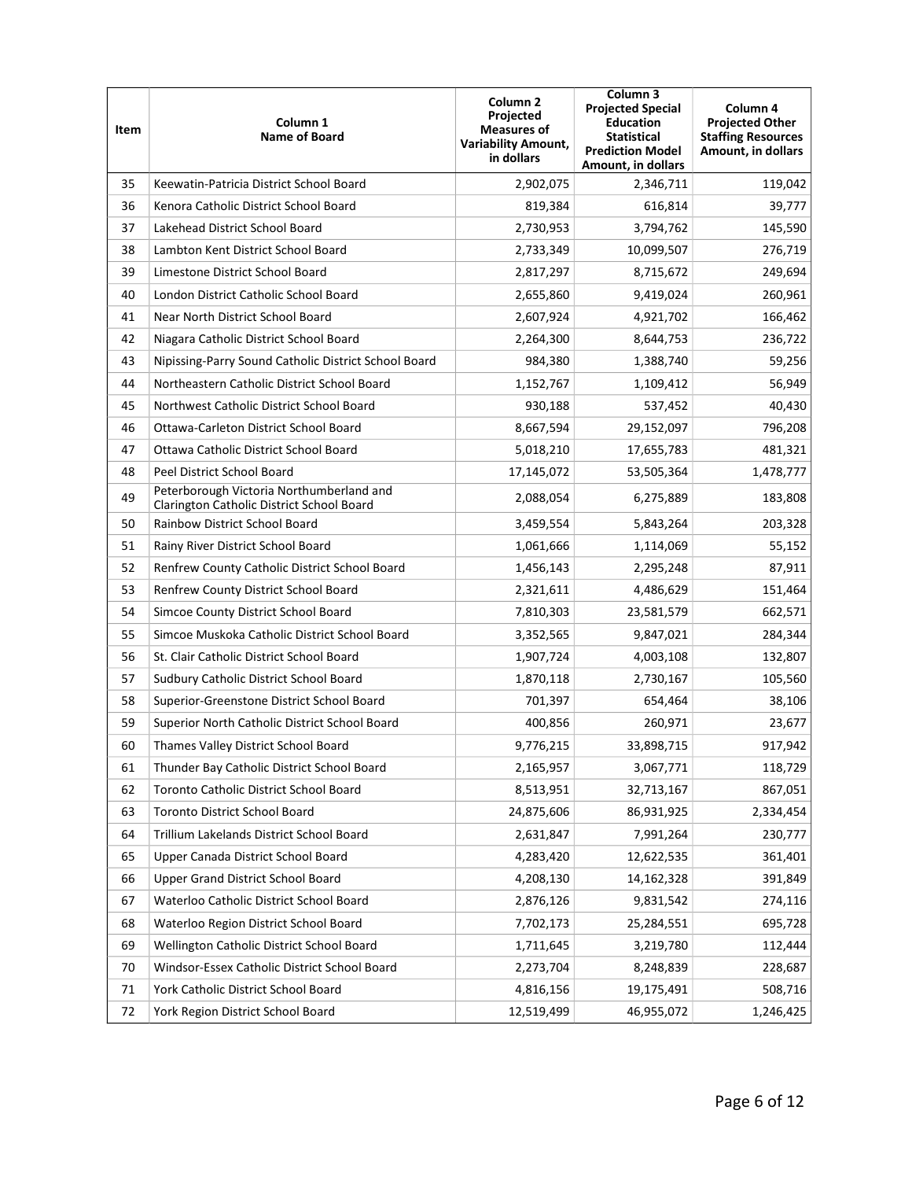| Item | Column 1 Name of Board | Column 2 Projected Measures of Variability Amount, in dollars | Column 3 Projected Special Education Statistical Prediction Model Amount, in dollars | Column 4 Projected Other Staffing Resources Amount, in dollars |
|---|---|---|---|---|
| 35 | Keewatin-Patricia District School Board | 2,902,075 | 2,346,711 | 119,042 |
| 36 | Kenora Catholic District School Board | 819,384 | 616,814 | 39,777 |
| 37 | Lakehead District School Board | 2,730,953 | 3,794,762 | 145,590 |
| 38 | Lambton Kent District School Board | 2,733,349 | 10,099,507 | 276,719 |
| 39 | Limestone District School Board | 2,817,297 | 8,715,672 | 249,694 |
| 40 | London District Catholic School Board | 2,655,860 | 9,419,024 | 260,961 |
| 41 | Near North District School Board | 2,607,924 | 4,921,702 | 166,462 |
| 42 | Niagara Catholic District School Board | 2,264,300 | 8,644,753 | 236,722 |
| 43 | Nipissing-Parry Sound Catholic District School Board | 984,380 | 1,388,740 | 59,256 |
| 44 | Northeastern Catholic District School Board | 1,152,767 | 1,109,412 | 56,949 |
| 45 | Northwest Catholic District School Board | 930,188 | 537,452 | 40,430 |
| 46 | Ottawa-Carleton District School Board | 8,667,594 | 29,152,097 | 796,208 |
| 47 | Ottawa Catholic District School Board | 5,018,210 | 17,655,783 | 481,321 |
| 48 | Peel District School Board | 17,145,072 | 53,505,364 | 1,478,777 |
| 49 | Peterborough Victoria Northumberland and Clarington Catholic District School Board | 2,088,054 | 6,275,889 | 183,808 |
| 50 | Rainbow District School Board | 3,459,554 | 5,843,264 | 203,328 |
| 51 | Rainy River District School Board | 1,061,666 | 1,114,069 | 55,152 |
| 52 | Renfrew County Catholic District School Board | 1,456,143 | 2,295,248 | 87,911 |
| 53 | Renfrew County District School Board | 2,321,611 | 4,486,629 | 151,464 |
| 54 | Simcoe County District School Board | 7,810,303 | 23,581,579 | 662,571 |
| 55 | Simcoe Muskoka Catholic District School Board | 3,352,565 | 9,847,021 | 284,344 |
| 56 | St. Clair Catholic District School Board | 1,907,724 | 4,003,108 | 132,807 |
| 57 | Sudbury Catholic District School Board | 1,870,118 | 2,730,167 | 105,560 |
| 58 | Superior-Greenstone District School Board | 701,397 | 654,464 | 38,106 |
| 59 | Superior North Catholic District School Board | 400,856 | 260,971 | 23,677 |
| 60 | Thames Valley District School Board | 9,776,215 | 33,898,715 | 917,942 |
| 61 | Thunder Bay Catholic District School Board | 2,165,957 | 3,067,771 | 118,729 |
| 62 | Toronto Catholic District School Board | 8,513,951 | 32,713,167 | 867,051 |
| 63 | Toronto District School Board | 24,875,606 | 86,931,925 | 2,334,454 |
| 64 | Trillium Lakelands District School Board | 2,631,847 | 7,991,264 | 230,777 |
| 65 | Upper Canada District School Board | 4,283,420 | 12,622,535 | 361,401 |
| 66 | Upper Grand District School Board | 4,208,130 | 14,162,328 | 391,849 |
| 67 | Waterloo Catholic District School Board | 2,876,126 | 9,831,542 | 274,116 |
| 68 | Waterloo Region District School Board | 7,702,173 | 25,284,551 | 695,728 |
| 69 | Wellington Catholic District School Board | 1,711,645 | 3,219,780 | 112,444 |
| 70 | Windsor-Essex Catholic District School Board | 2,273,704 | 8,248,839 | 228,687 |
| 71 | York Catholic District School Board | 4,816,156 | 19,175,491 | 508,716 |
| 72 | York Region District School Board | 12,519,499 | 46,955,072 | 1,246,425 |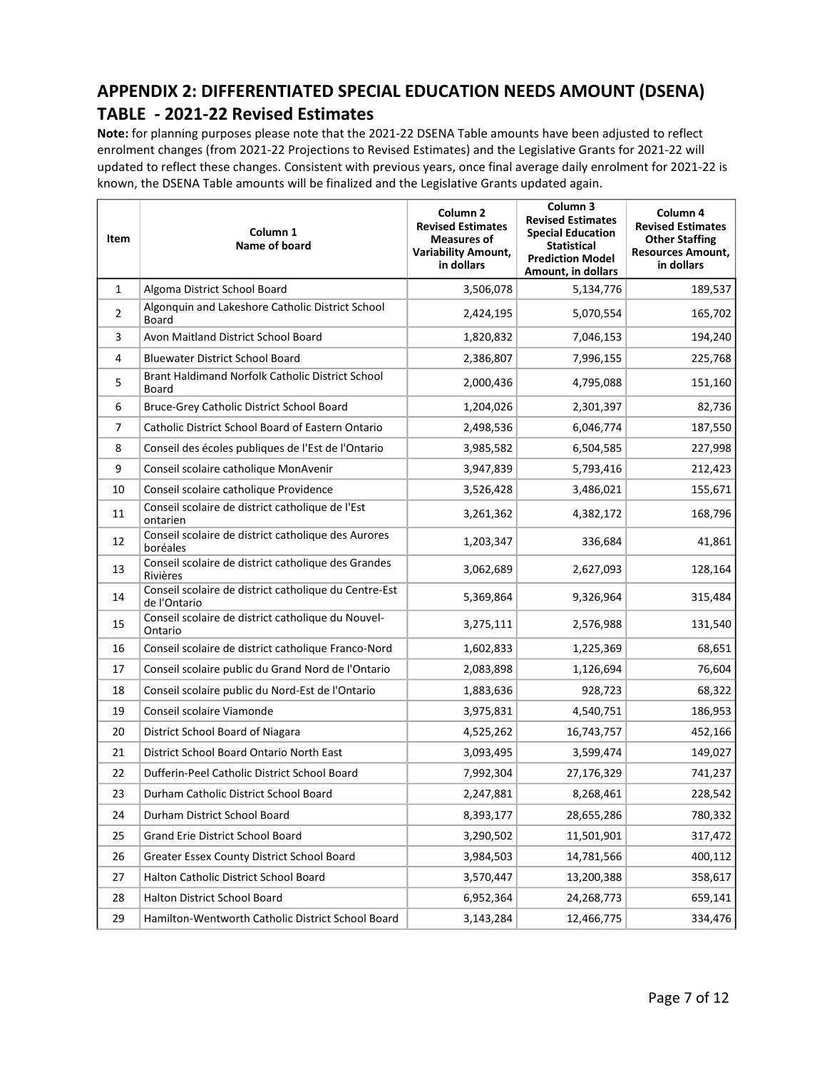## APPENDIX 2: DIFFERENTIATED SPECIAL EDUCATION NEEDS AMOUNT (DSENA) TABLE - 2021-22 Revised Estimates

**Note:** for planning purposes please note that the 2021-22 DSENA Table amounts have been adjusted to reflect enrolment changes (from 2021-22 Projections to Revised Estimates) and the Legislative Grants for 2021-22 will updated to reflect these changes. Consistent with previous years, once final average daily enrolment for 2021-22 is known, the DSENA Table amounts will be finalized and the Legislative Grants updated again.

| Item | Column 1 Name of board | Column 2 Revised Estimates Measures of Variability Amount, in dollars | Column 3 Revised Estimates Special Education Statistical Prediction Model Amount, in dollars | Column 4 Revised Estimates Other Staffing Resources Amount, in dollars |
|---|---|---|---|---|
| 1 | Algoma District School Board | 3,506,078 | 5,134,776 | 189,537 |
| 2 | Algonquin and Lakeshore Catholic District School Board | 2,424,195 | 5,070,554 | 165,702 |
| 3 | Avon Maitland District School Board | 1,820,832 | 7,046,153 | 194,240 |
| 4 | Bluewater District School Board | 2,386,807 | 7,996,155 | 225,768 |
| 5 | Brant Haldimand Norfolk Catholic District School Board | 2,000,436 | 4,795,088 | 151,160 |
| 6 | Bruce-Grey Catholic District School Board | 1,204,026 | 2,301,397 | 82,736 |
| 7 | Catholic District School Board of Eastern Ontario | 2,498,536 | 6,046,774 | 187,550 |
| 8 | Conseil des écoles publiques de l'Est de l'Ontario | 3,985,582 | 6,504,585 | 227,998 |
| 9 | Conseil scolaire catholique MonAvenir | 3,947,839 | 5,793,416 | 212,423 |
| 10 | Conseil scolaire catholique Providence | 3,526,428 | 3,486,021 | 155,671 |
| 11 | Conseil scolaire de district catholique de l'Est ontarien | 3,261,362 | 4,382,172 | 168,796 |
| 12 | Conseil scolaire de district catholique des Aurores boréales | 1,203,347 | 336,684 | 41,861 |
| 13 | Conseil scolaire de district catholique des Grandes Rivières | 3,062,689 | 2,627,093 | 128,164 |
| 14 | Conseil scolaire de district catholique du Centre-Est de l'Ontario | 5,369,864 | 9,326,964 | 315,484 |
| 15 | Conseil scolaire de district catholique du Nouvel-Ontario | 3,275,111 | 2,576,988 | 131,540 |
| 16 | Conseil scolaire de district catholique Franco-Nord | 1,602,833 | 1,225,369 | 68,651 |
| 17 | Conseil scolaire public du Grand Nord de l'Ontario | 2,083,898 | 1,126,694 | 76,604 |
| 18 | Conseil scolaire public du Nord-Est de l'Ontario | 1,883,636 | 928,723 | 68,322 |
| 19 | Conseil scolaire Viamonde | 3,975,831 | 4,540,751 | 186,953 |
| 20 | District School Board of Niagara | 4,525,262 | 16,743,757 | 452,166 |
| 21 | District School Board Ontario North East | 3,093,495 | 3,599,474 | 149,027 |
| 22 | Dufferin-Peel Catholic District School Board | 7,992,304 | 27,176,329 | 741,237 |
| 23 | Durham Catholic District School Board | 2,247,881 | 8,268,461 | 228,542 |
| 24 | Durham District School Board | 8,393,177 | 28,655,286 | 780,332 |
| 25 | Grand Erie District School Board | 3,290,502 | 11,501,901 | 317,472 |
| 26 | Greater Essex County District School Board | 3,984,503 | 14,781,566 | 400,112 |
| 27 | Halton Catholic District School Board | 3,570,447 | 13,200,388 | 358,617 |
| 28 | Halton District School Board | 6,952,364 | 24,268,773 | 659,141 |
| 29 | Hamilton-Wentworth Catholic District School Board | 3,143,284 | 12,466,775 | 334,476 |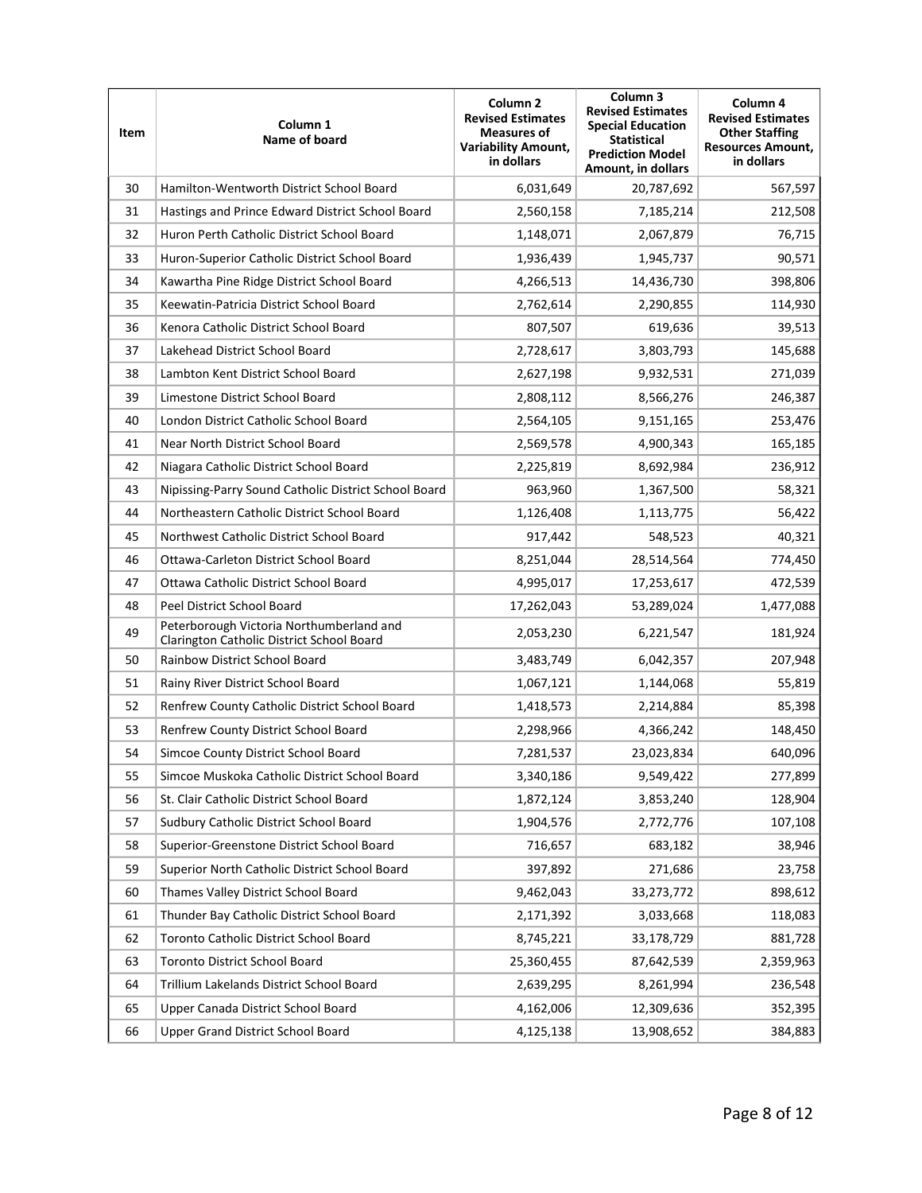| Item | Column 1 Name of board | Column 2 Revised Estimates Measures of Variability Amount, in dollars | Column 3 Revised Estimates Special Education Statistical Prediction Model Amount, in dollars | Column 4 Revised Estimates Other Staffing Resources Amount, in dollars |
|---|---|---|---|---|
| 30 | Hamilton-Wentworth District School Board | 6,031,649 | 20,787,692 | 567,597 |
| 31 | Hastings and Prince Edward District School Board | 2,560,158 | 7,185,214 | 212,508 |
| 32 | Huron Perth Catholic District School Board | 1,148,071 | 2,067,879 | 76,715 |
| 33 | Huron-Superior Catholic District School Board | 1,936,439 | 1,945,737 | 90,571 |
| 34 | Kawartha Pine Ridge District School Board | 4,266,513 | 14,436,730 | 398,806 |
| 35 | Keewatin-Patricia District School Board | 2,762,614 | 2,290,855 | 114,930 |
| 36 | Kenora Catholic District School Board | 807,507 | 619,636 | 39,513 |
| 37 | Lakehead District School Board | 2,728,617 | 3,803,793 | 145,688 |
| 38 | Lambton Kent District School Board | 2,627,198 | 9,932,531 | 271,039 |
| 39 | Limestone District School Board | 2,808,112 | 8,566,276 | 246,387 |
| 40 | London District Catholic School Board | 2,564,105 | 9,151,165 | 253,476 |
| 41 | Near North District School Board | 2,569,578 | 4,900,343 | 165,185 |
| 42 | Niagara Catholic District School Board | 2,225,819 | 8,692,984 | 236,912 |
| 43 | Nipissing-Parry Sound Catholic District School Board | 963,960 | 1,367,500 | 58,321 |
| 44 | Northeastern Catholic District School Board | 1,126,408 | 1,113,775 | 56,422 |
| 45 | Northwest Catholic District School Board | 917,442 | 548,523 | 40,321 |
| 46 | Ottawa-Carleton District School Board | 8,251,044 | 28,514,564 | 774,450 |
| 47 | Ottawa Catholic District School Board | 4,995,017 | 17,253,617 | 472,539 |
| 48 | Peel District School Board | 17,262,043 | 53,289,024 | 1,477,088 |
| 49 | Peterborough Victoria Northumberland and Clarington Catholic District School Board | 2,053,230 | 6,221,547 | 181,924 |
| 50 | Rainbow District School Board | 3,483,749 | 6,042,357 | 207,948 |
| 51 | Rainy River District School Board | 1,067,121 | 1,144,068 | 55,819 |
| 52 | Renfrew County Catholic District School Board | 1,418,573 | 2,214,884 | 85,398 |
| 53 | Renfrew County District School Board | 2,298,966 | 4,366,242 | 148,450 |
| 54 | Simcoe County District School Board | 7,281,537 | 23,023,834 | 640,096 |
| 55 | Simcoe Muskoka Catholic District School Board | 3,340,186 | 9,549,422 | 277,899 |
| 56 | St. Clair Catholic District School Board | 1,872,124 | 3,853,240 | 128,904 |
| 57 | Sudbury Catholic District School Board | 1,904,576 | 2,772,776 | 107,108 |
| 58 | Superior-Greenstone District School Board | 716,657 | 683,182 | 38,946 |
| 59 | Superior North Catholic District School Board | 397,892 | 271,686 | 23,758 |
| 60 | Thames Valley District School Board | 9,462,043 | 33,273,772 | 898,612 |
| 61 | Thunder Bay Catholic District School Board | 2,171,392 | 3,033,668 | 118,083 |
| 62 | Toronto Catholic District School Board | 8,745,221 | 33,178,729 | 881,728 |
| 63 | Toronto District School Board | 25,360,455 | 87,642,539 | 2,359,963 |
| 64 | Trillium Lakelands District School Board | 2,639,295 | 8,261,994 | 236,548 |
| 65 | Upper Canada District School Board | 4,162,006 | 12,309,636 | 352,395 |
| 66 | Upper Grand District School Board | 4,125,138 | 13,908,652 | 384,883 |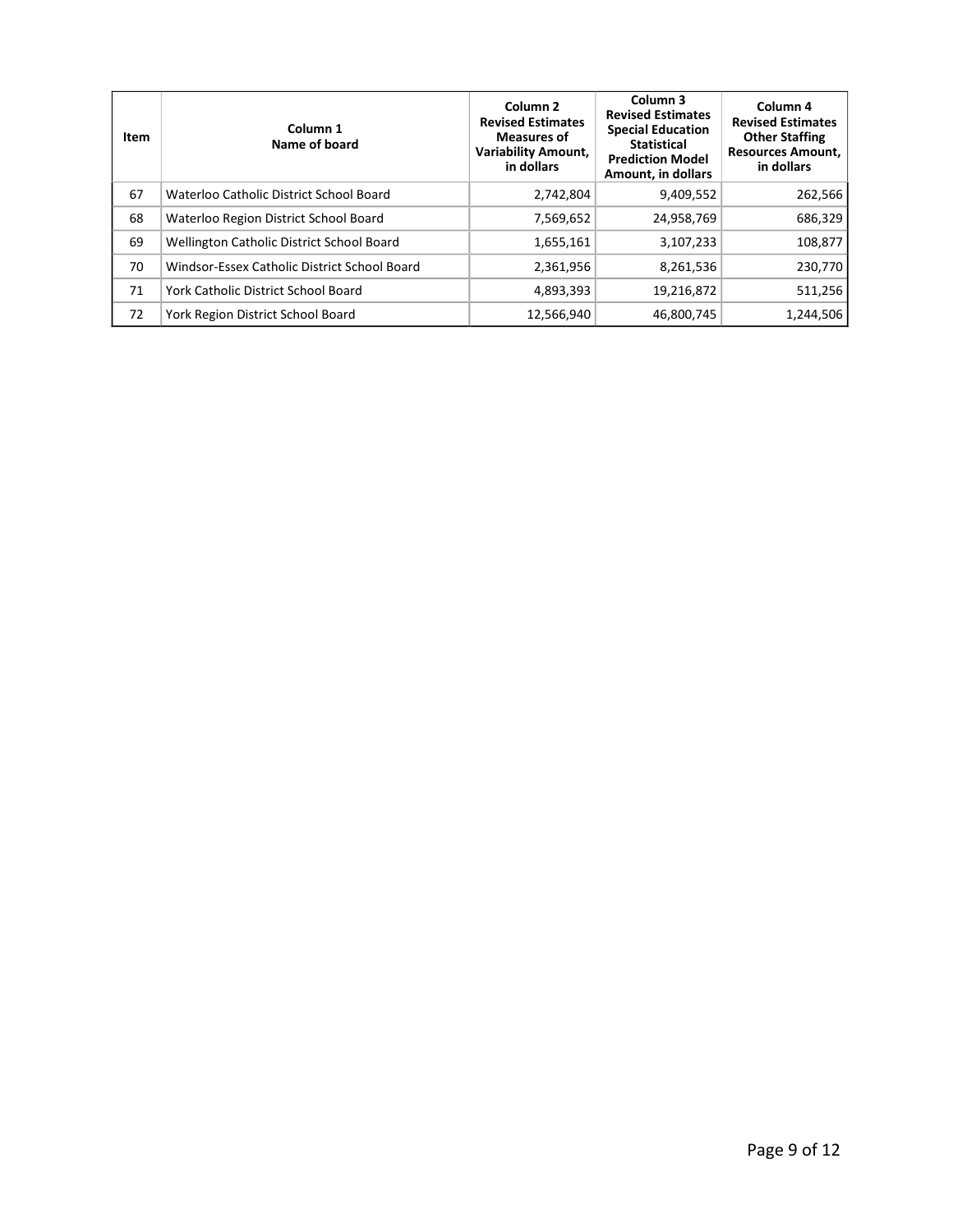| Item | Column 1 Name of board | Column 2 Revised Estimates Measures of Variability Amount, in dollars | Column 3 Revised Estimates Special Education Statistical Prediction Model Amount, in dollars | Column 4 Revised Estimates Other Staffing Resources Amount, in dollars |
|---|---|---|---|---|
| 67 | Waterloo Catholic District School Board | 2,742,804 | 9,409,552 | 262,566 |
| 68 | Waterloo Region District School Board | 7,569,652 | 24,958,769 | 686,329 |
| 69 | Wellington Catholic District School Board | 1,655,161 | 3,107,233 | 108,877 |
| 70 | Windsor-Essex Catholic District School Board | 2,361,956 | 8,261,536 | 230,770 |
| 71 | York Catholic District School Board | 4,893,393 | 19,216,872 | 511,256 |
| 72 | York Region District School Board | 12,566,940 | 46,800,745 | 1,244,506 |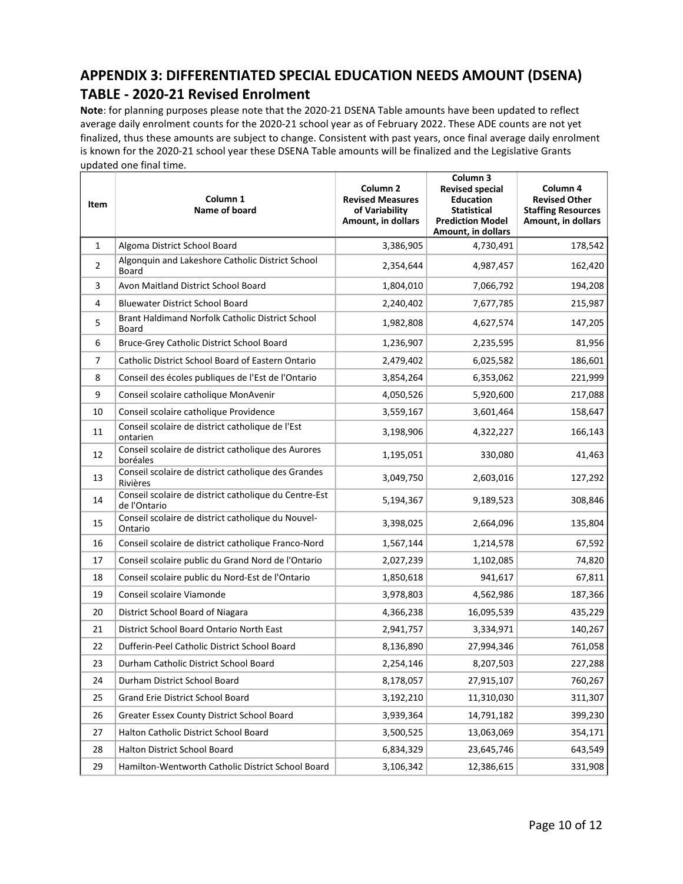## APPENDIX 3: DIFFERENTIATED SPECIAL EDUCATION NEEDS AMOUNT (DSENA) TABLE - 2020-21 Revised Enrolment

**Note**: for planning purposes please note that the 2020-21 DSENA Table amounts have been updated to reflect average daily enrolment counts for the 2020-21 school year as of February 2022. These ADE counts are not yet finalized, thus these amounts are subject to change. Consistent with past years, once final average daily enrolment is known for the 2020-21 school year these DSENA Table amounts will be finalized and the Legislative Grants updated one final time.

| Item | Column 1 Name of board | Column 2 Revised Measures of Variability Amount, in dollars | Column 3 Revised special Education Statistical Prediction Model Amount, in dollars | Column 4 Revised Other Staffing Resources Amount, in dollars |
|---|---|---|---|---|
| 1 | Algoma District School Board | 3,386,905 | 4,730,491 | 178,542 |
| 2 | Algonquin and Lakeshore Catholic District School Board | 2,354,644 | 4,987,457 | 162,420 |
| 3 | Avon Maitland District School Board | 1,804,010 | 7,066,792 | 194,208 |
| 4 | Bluewater District School Board | 2,240,402 | 7,677,785 | 215,987 |
| 5 | Brant Haldimand Norfolk Catholic District School Board | 1,982,808 | 4,627,574 | 147,205 |
| 6 | Bruce-Grey Catholic District School Board | 1,236,907 | 2,235,595 | 81,956 |
| 7 | Catholic District School Board of Eastern Ontario | 2,479,402 | 6,025,582 | 186,601 |
| 8 | Conseil des écoles publiques de l'Est de l'Ontario | 3,854,264 | 6,353,062 | 221,999 |
| 9 | Conseil scolaire catholique MonAvenir | 4,050,526 | 5,920,600 | 217,088 |
| 10 | Conseil scolaire catholique Providence | 3,559,167 | 3,601,464 | 158,647 |
| 11 | Conseil scolaire de district catholique de l'Est ontarien | 3,198,906 | 4,322,227 | 166,143 |
| 12 | Conseil scolaire de district catholique des Aurores boréales | 1,195,051 | 330,080 | 41,463 |
| 13 | Conseil scolaire de district catholique des Grandes Rivières | 3,049,750 | 2,603,016 | 127,292 |
| 14 | Conseil scolaire de district catholique du Centre-Est de l'Ontario | 5,194,367 | 9,189,523 | 308,846 |
| 15 | Conseil scolaire de district catholique du Nouvel-Ontario | 3,398,025 | 2,664,096 | 135,804 |
| 16 | Conseil scolaire de district catholique Franco-Nord | 1,567,144 | 1,214,578 | 67,592 |
| 17 | Conseil scolaire public du Grand Nord de l'Ontario | 2,027,239 | 1,102,085 | 74,820 |
| 18 | Conseil scolaire public du Nord-Est de l'Ontario | 1,850,618 | 941,617 | 67,811 |
| 19 | Conseil scolaire Viamonde | 3,978,803 | 4,562,986 | 187,366 |
| 20 | District School Board of Niagara | 4,366,238 | 16,095,539 | 435,229 |
| 21 | District School Board Ontario North East | 2,941,757 | 3,334,971 | 140,267 |
| 22 | Dufferin-Peel Catholic District School Board | 8,136,890 | 27,994,346 | 761,058 |
| 23 | Durham Catholic District School Board | 2,254,146 | 8,207,503 | 227,288 |
| 24 | Durham District School Board | 8,178,057 | 27,915,107 | 760,267 |
| 25 | Grand Erie District School Board | 3,192,210 | 11,310,030 | 311,307 |
| 26 | Greater Essex County District School Board | 3,939,364 | 14,791,182 | 399,230 |
| 27 | Halton Catholic District School Board | 3,500,525 | 13,063,069 | 354,171 |
| 28 | Halton District School Board | 6,834,329 | 23,645,746 | 643,549 |
| 29 | Hamilton-Wentworth Catholic District School Board | 3,106,342 | 12,386,615 | 331,908 |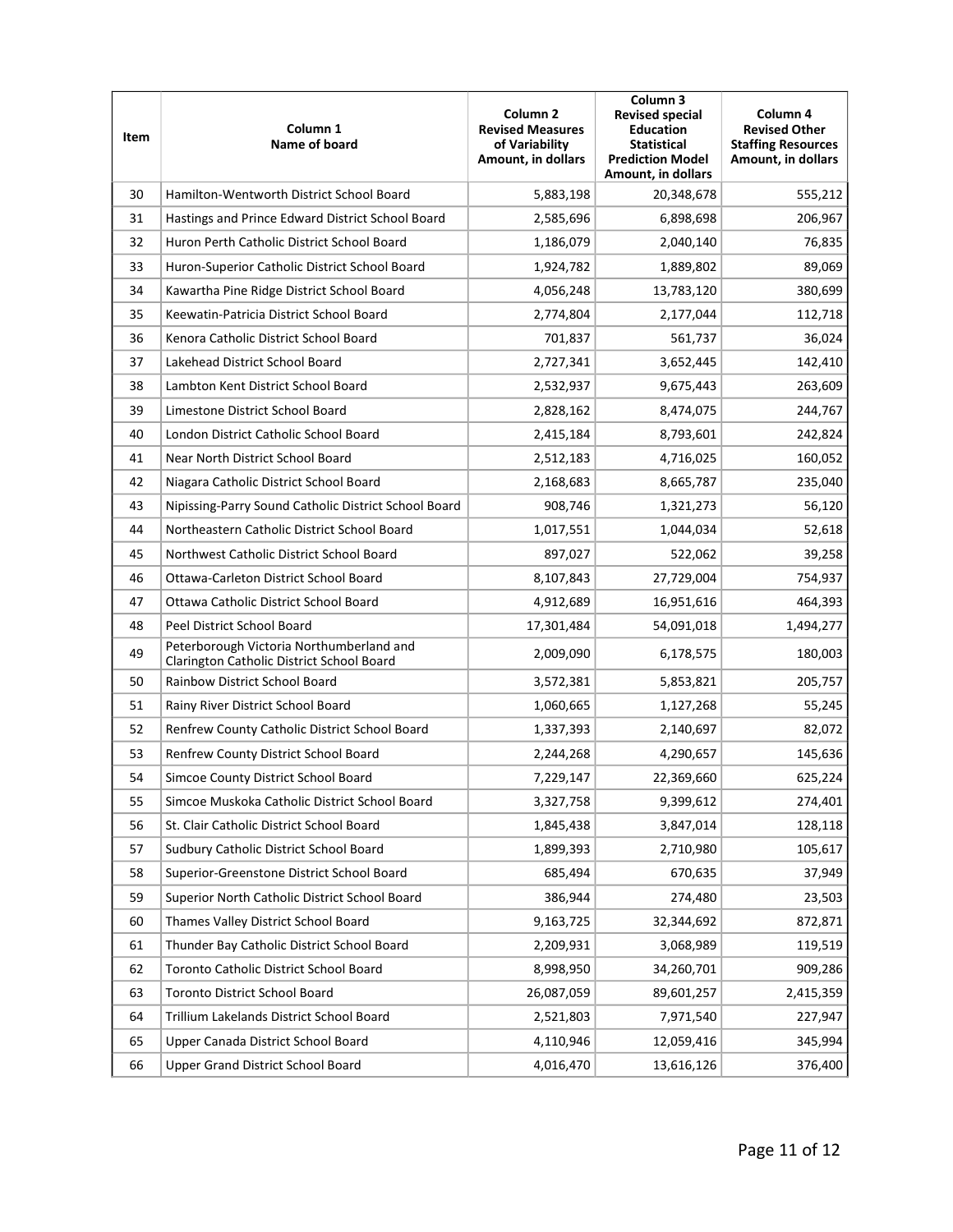| Item | Column 1 Name of board | Column 2 Revised Measures of Variability Amount, in dollars | Column 3 Revised special Education Statistical Prediction Model Amount, in dollars | Column 4 Revised Other Staffing Resources Amount, in dollars |
|---|---|---|---|---|
| 30 | Hamilton-Wentworth District School Board | 5,883,198 | 20,348,678 | 555,212 |
| 31 | Hastings and Prince Edward District School Board | 2,585,696 | 6,898,698 | 206,967 |
| 32 | Huron Perth Catholic District School Board | 1,186,079 | 2,040,140 | 76,835 |
| 33 | Huron-Superior Catholic District School Board | 1,924,782 | 1,889,802 | 89,069 |
| 34 | Kawartha Pine Ridge District School Board | 4,056,248 | 13,783,120 | 380,699 |
| 35 | Keewatin-Patricia District School Board | 2,774,804 | 2,177,044 | 112,718 |
| 36 | Kenora Catholic District School Board | 701,837 | 561,737 | 36,024 |
| 37 | Lakehead District School Board | 2,727,341 | 3,652,445 | 142,410 |
| 38 | Lambton Kent District School Board | 2,532,937 | 9,675,443 | 263,609 |
| 39 | Limestone District School Board | 2,828,162 | 8,474,075 | 244,767 |
| 40 | London District Catholic School Board | 2,415,184 | 8,793,601 | 242,824 |
| 41 | Near North District School Board | 2,512,183 | 4,716,025 | 160,052 |
| 42 | Niagara Catholic District School Board | 2,168,683 | 8,665,787 | 235,040 |
| 43 | Nipissing-Parry Sound Catholic District School Board | 908,746 | 1,321,273 | 56,120 |
| 44 | Northeastern Catholic District School Board | 1,017,551 | 1,044,034 | 52,618 |
| 45 | Northwest Catholic District School Board | 897,027 | 522,062 | 39,258 |
| 46 | Ottawa-Carleton District School Board | 8,107,843 | 27,729,004 | 754,937 |
| 47 | Ottawa Catholic District School Board | 4,912,689 | 16,951,616 | 464,393 |
| 48 | Peel District School Board | 17,301,484 | 54,091,018 | 1,494,277 |
| 49 | Peterborough Victoria Northumberland and Clarington Catholic District School Board | 2,009,090 | 6,178,575 | 180,003 |
| 50 | Rainbow District School Board | 3,572,381 | 5,853,821 | 205,757 |
| 51 | Rainy River District School Board | 1,060,665 | 1,127,268 | 55,245 |
| 52 | Renfrew County Catholic District School Board | 1,337,393 | 2,140,697 | 82,072 |
| 53 | Renfrew County District School Board | 2,244,268 | 4,290,657 | 145,636 |
| 54 | Simcoe County District School Board | 7,229,147 | 22,369,660 | 625,224 |
| 55 | Simcoe Muskoka Catholic District School Board | 3,327,758 | 9,399,612 | 274,401 |
| 56 | St. Clair Catholic District School Board | 1,845,438 | 3,847,014 | 128,118 |
| 57 | Sudbury Catholic District School Board | 1,899,393 | 2,710,980 | 105,617 |
| 58 | Superior-Greenstone District School Board | 685,494 | 670,635 | 37,949 |
| 59 | Superior North Catholic District School Board | 386,944 | 274,480 | 23,503 |
| 60 | Thames Valley District School Board | 9,163,725 | 32,344,692 | 872,871 |
| 61 | Thunder Bay Catholic District School Board | 2,209,931 | 3,068,989 | 119,519 |
| 62 | Toronto Catholic District School Board | 8,998,950 | 34,260,701 | 909,286 |
| 63 | Toronto District School Board | 26,087,059 | 89,601,257 | 2,415,359 |
| 64 | Trillium Lakelands District School Board | 2,521,803 | 7,971,540 | 227,947 |
| 65 | Upper Canada District School Board | 4,110,946 | 12,059,416 | 345,994 |
| 66 | Upper Grand District School Board | 4,016,470 | 13,616,126 | 376,400 |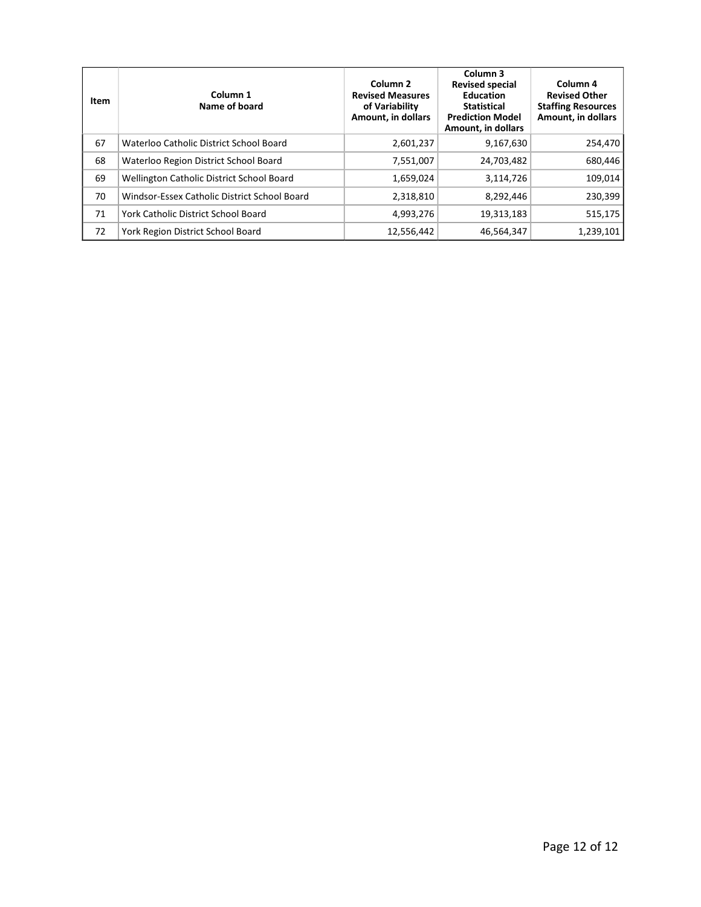| Item | Column 1 Name of board | Column 2 Revised Measures of Variability Amount, in dollars | Column 3 Revised special Education Statistical Prediction Model Amount, in dollars | Column 4 Revised Other Staffing Resources Amount, in dollars |
|---|---|---|---|---|
| 67 | Waterloo Catholic District School Board | 2,601,237 | 9,167,630 | 254,470 |
| 68 | Waterloo Region District School Board | 7,551,007 | 24,703,482 | 680,446 |
| 69 | Wellington Catholic District School Board | 1,659,024 | 3,114,726 | 109,014 |
| 70 | Windsor-Essex Catholic District School Board | 2,318,810 | 8,292,446 | 230,399 |
| 71 | York Catholic District School Board | 4,993,276 | 19,313,183 | 515,175 |
| 72 | York Region District School Board | 12,556,442 | 46,564,347 | 1,239,101 |